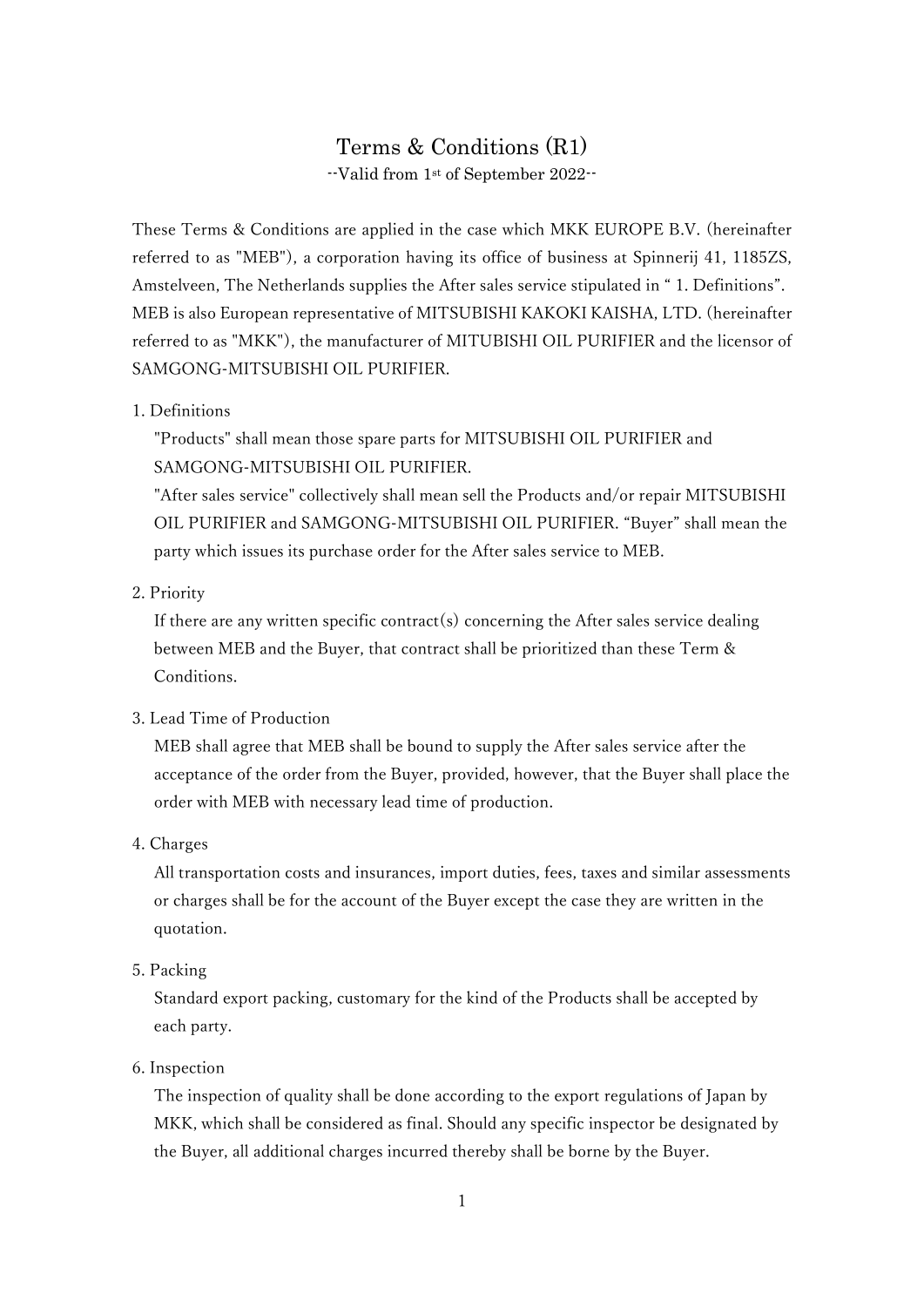# Terms & Conditions (R1)

--Valid from 1st of September 2022--

These Terms & Conditions are applied in the case which MKK EUROPE B.V. (hereinafter referred to as "MEB"), a corporation having its office of business at Spinnerij 41, 1185ZS, Amstelveen, The Netherlands supplies the After sales service stipulated in " 1. Definitions". MEB is also European representative of MITSUBISHI KAKOKI KAISHA, LTD. (hereinafter referred to as "MKK"), the manufacturer of MITUBISHI OIL PURIFIER and the licensor of SAMGONG-MITSUBISHI OIL PURIFIER.

1. Definitions

   "Products" shall mean those spare parts for MITSUBISHI OIL PURIFIER and SAMGONG-MITSUBISHI OIL PURIFIER.

   "After sales service" collectively shall mean sell the Products and/or repair MITSUBISHI OIL PURIFIER and SAMGONG-MITSUBISHI OIL PURIFIER. "Buyer" shall mean the party which issues its purchase order for the After sales service to MEB.

2. Priority

   If there are any written specific contract(s) concerning the After sales service dealing between MEB and the Buyer, that contract shall be prioritized than these Term & Conditions.

3. Lead Time of Production

   MEB shall agree that MEB shall be bound to supply the After sales service after the acceptance of the order from the Buyer, provided, however, that the Buyer shall place the order with MEB with necessary lead time of production.

4. Charges

   All transportation costs and insurances, import duties, fees, taxes and similar assessments or charges shall be for the account of the Buyer except the case they are written in the quotation.

5. Packing

   Standard export packing, customary for the kind of the Products shall be accepted by each party.

6. Inspection

   The inspection of quality shall be done according to the export regulations of Japan by MKK, which shall be considered as final. Should any specific inspector be designated by the Buyer, all additional charges incurred thereby shall be borne by the Buyer.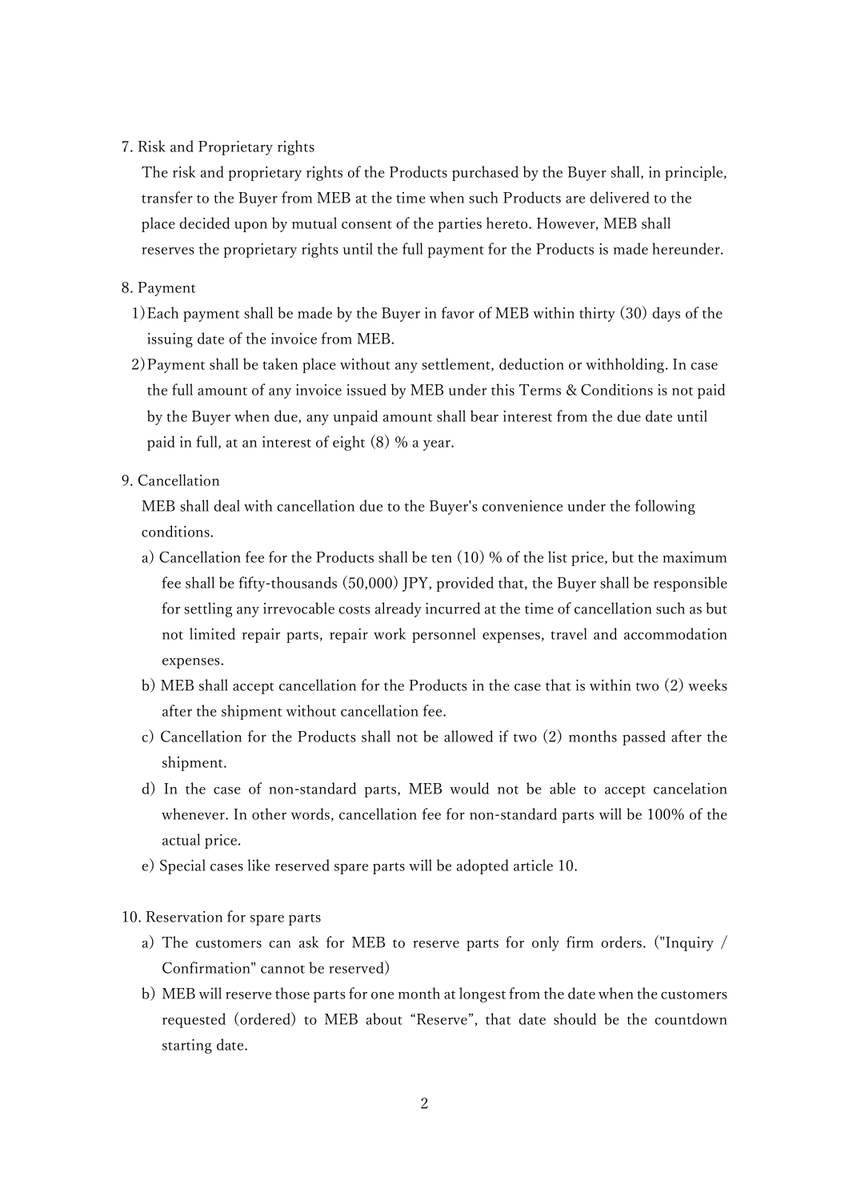## 7. Risk and Proprietary rights

The risk and proprietary rights of the Products purchased by the Buyer shall, in principle, transfer to the Buyer from MEB at the time when such Products are delivered to the place decided upon by mutual consent of the parties hereto. However, MEB shall reserves the proprietary rights until the full payment for the Products is made hereunder.

## 8. Payment

1) Each payment shall be made by the Buyer in favor of MEB within thirty (30) days of the issuing date of the invoice from MEB.

2) Payment shall be taken place without any settlement, deduction or withholding. In case the full amount of any invoice issued by MEB under this Terms & Conditions is not paid by the Buyer when due, any unpaid amount shall bear interest from the due date until paid in full, at an interest of eight (8) % a year.

## 9. Cancellation

MEB shall deal with cancellation due to the Buyer's convenience under the following conditions.

a) Cancellation fee for the Products shall be ten (10) % of the list price, but the maximum fee shall be fifty-thousands (50,000) JPY, provided that, the Buyer shall be responsible for settling any irrevocable costs already incurred at the time of cancellation such as but not limited repair parts, repair work personnel expenses, travel and accommodation expenses.

b) MEB shall accept cancellation for the Products in the case that is within two (2) weeks after the shipment without cancellation fee.

c) Cancellation for the Products shall not be allowed if two (2) months passed after the shipment.

d) In the case of non-standard parts, MEB would not be able to accept cancelation whenever. In other words, cancellation fee for non-standard parts will be 100% of the actual price.

e) Special cases like reserved spare parts will be adopted article 10.

## 10. Reservation for spare parts

a) The customers can ask for MEB to reserve parts for only firm orders. ("Inquiry / Confirmation" cannot be reserved)

b) MEB will reserve those parts for one month at longest from the date when the customers requested (ordered) to MEB about "Reserve", that date should be the countdown starting date.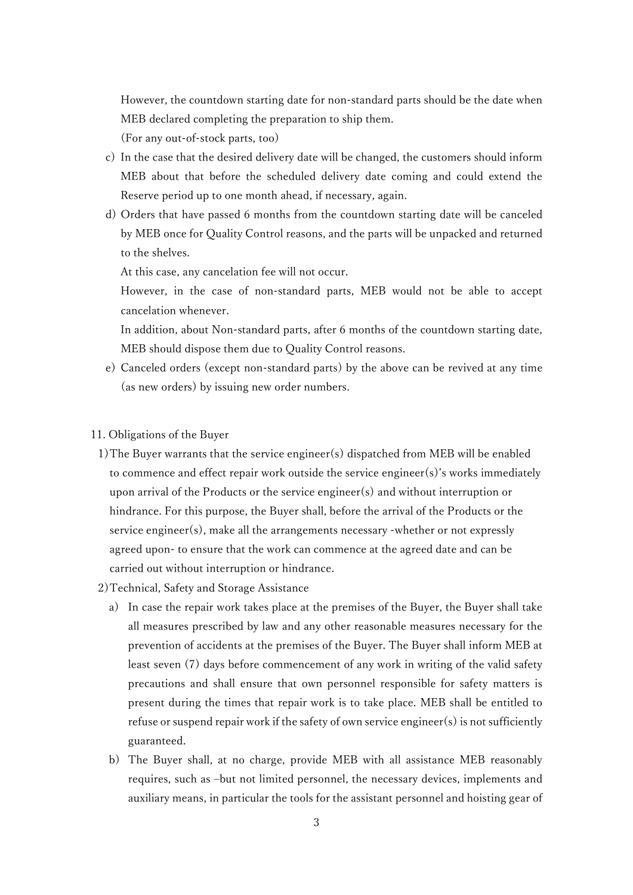However, the countdown starting date for non-standard parts should be the date when MEB declared completing the preparation to ship them.

(For any out-of-stock parts, too)

c) In the case that the desired delivery date will be changed, the customers should inform MEB about that before the scheduled delivery date coming and could extend the Reserve period up to one month ahead, if necessary, again.

d) Orders that have passed 6 months from the countdown starting date will be canceled by MEB once for Quality Control reasons, and the parts will be unpacked and returned to the shelves.

   At this case, any cancelation fee will not occur.

   However, in the case of non-standard parts, MEB would not be able to accept cancelation whenever.

   In addition, about Non-standard parts, after 6 months of the countdown starting date, MEB should dispose them due to Quality Control reasons.

e) Canceled orders (except non-standard parts) by the above can be revived at any time (as new orders) by issuing new order numbers.

## 11. Obligations of the Buyer

1) The Buyer warrants that the service engineer(s) dispatched from MEB will be enabled to commence and effect repair work outside the service engineer(s)'s works immediately upon arrival of the Products or the service engineer(s) and without interruption or hindrance. For this purpose, the Buyer shall, before the arrival of the Products or the service engineer(s), make all the arrangements necessary -whether or not expressly agreed upon- to ensure that the work can commence at the agreed date and can be carried out without interruption or hindrance.

2) Technical, Safety and Storage Assistance

   a) In case the repair work takes place at the premises of the Buyer, the Buyer shall take all measures prescribed by law and any other reasonable measures necessary for the prevention of accidents at the premises of the Buyer. The Buyer shall inform MEB at least seven (7) days before commencement of any work in writing of the valid safety precautions and shall ensure that own personnel responsible for safety matters is present during the times that repair work is to take place. MEB shall be entitled to refuse or suspend repair work if the safety of own service engineer(s) is not sufficiently guaranteed.

   b) The Buyer shall, at no charge, provide MEB with all assistance MEB reasonably requires, such as –but not limited personnel, the necessary devices, implements and auxiliary means, in particular the tools for the assistant personnel and hoisting gear of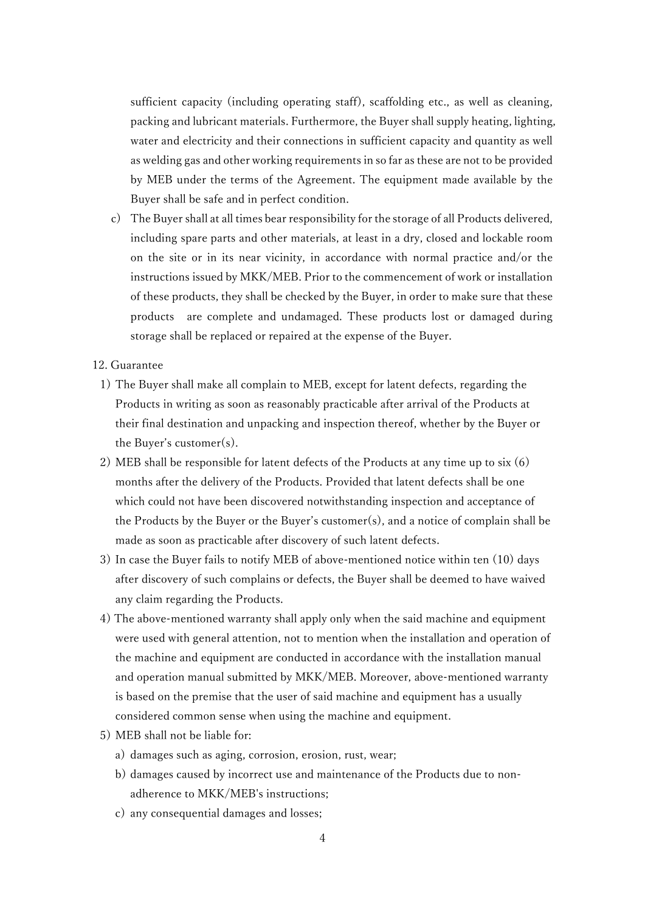sufficient capacity (including operating staff), scaffolding etc., as well as cleaning, packing and lubricant materials. Furthermore, the Buyer shall supply heating, lighting, water and electricity and their connections in sufficient capacity and quantity as well as welding gas and other working requirements in so far as these are not to be provided by MEB under the terms of the Agreement. The equipment made available by the Buyer shall be safe and in perfect condition.

c) The Buyer shall at all times bear responsibility for the storage of all Products delivered, including spare parts and other materials, at least in a dry, closed and lockable room on the site or in its near vicinity, in accordance with normal practice and/or the instructions issued by MKK/MEB. Prior to the commencement of work or installation of these products, they shall be checked by the Buyer, in order to make sure that these products are complete and undamaged. These products lost or damaged during storage shall be replaced or repaired at the expense of the Buyer.

12. Guarantee

1) The Buyer shall make all complain to MEB, except for latent defects, regarding the Products in writing as soon as reasonably practicable after arrival of the Products at their final destination and unpacking and inspection thereof, whether by the Buyer or the Buyer's customer(s).

2) MEB shall be responsible for latent defects of the Products at any time up to six (6) months after the delivery of the Products. Provided that latent defects shall be one which could not have been discovered notwithstanding inspection and acceptance of the Products by the Buyer or the Buyer's customer(s), and a notice of complain shall be made as soon as practicable after discovery of such latent defects.

3) In case the Buyer fails to notify MEB of above-mentioned notice within ten (10) days after discovery of such complains or defects, the Buyer shall be deemed to have waived any claim regarding the Products.

4) The above-mentioned warranty shall apply only when the said machine and equipment were used with general attention, not to mention when the installation and operation of the machine and equipment are conducted in accordance with the installation manual and operation manual submitted by MKK/MEB. Moreover, above-mentioned warranty is based on the premise that the user of said machine and equipment has a usually considered common sense when using the machine and equipment.

5) MEB shall not be liable for:

a) damages such as aging, corrosion, erosion, rust, wear;

b) damages caused by incorrect use and maintenance of the Products due to non-adherence to MKK/MEB's instructions;

c) any consequential damages and losses;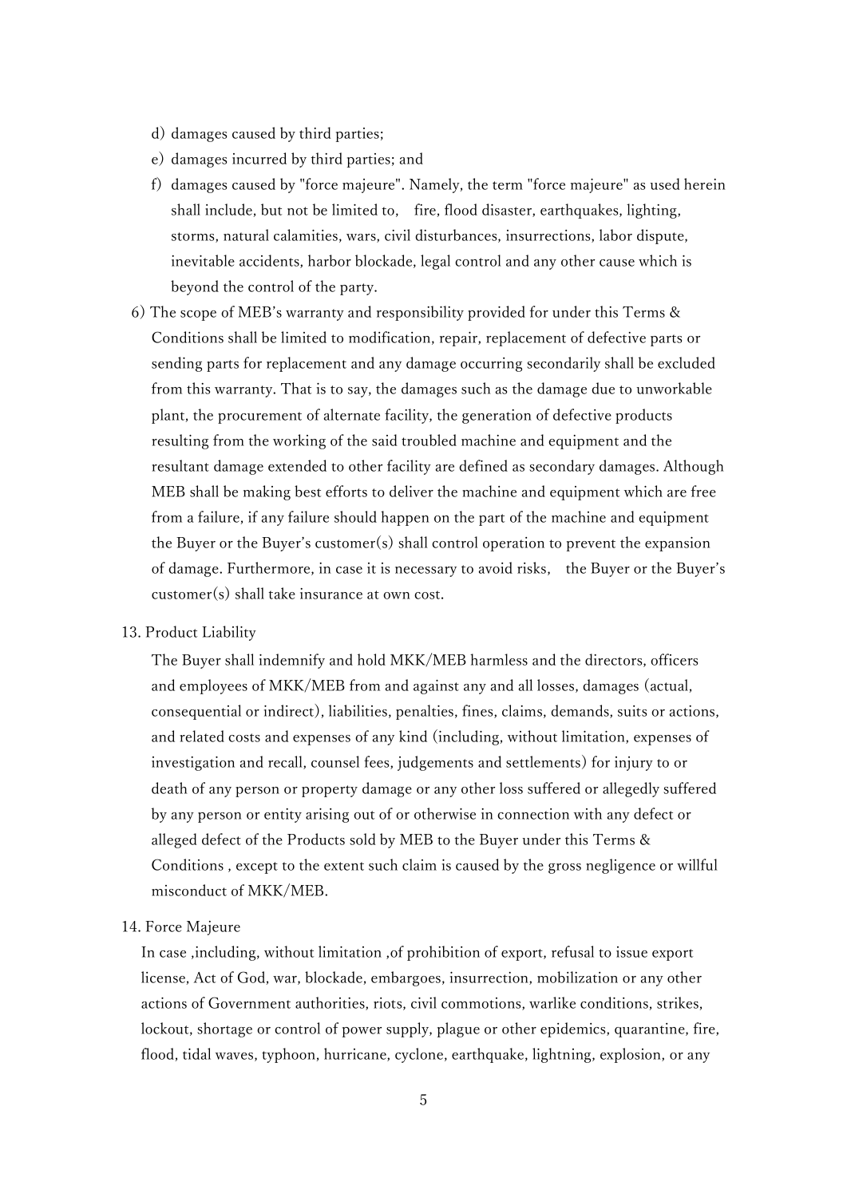d) damages caused by third parties;

e) damages incurred by third parties; and

f) damages caused by "force majeure". Namely, the term "force majeure" as used herein shall include, but not be limited to, fire, flood disaster, earthquakes, lighting, storms, natural calamities, wars, civil disturbances, insurrections, labor dispute, inevitable accidents, harbor blockade, legal control and any other cause which is beyond the control of the party.

6) The scope of MEB's warranty and responsibility provided for under this Terms & Conditions shall be limited to modification, repair, replacement of defective parts or sending parts for replacement and any damage occurring secondarily shall be excluded from this warranty. That is to say, the damages such as the damage due to unworkable plant, the procurement of alternate facility, the generation of defective products resulting from the working of the said troubled machine and equipment and the resultant damage extended to other facility are defined as secondary damages. Although MEB shall be making best efforts to deliver the machine and equipment which are free from a failure, if any failure should happen on the part of the machine and equipment the Buyer or the Buyer's customer(s) shall control operation to prevent the expansion of damage. Furthermore, in case it is necessary to avoid risks, the Buyer or the Buyer's customer(s) shall take insurance at own cost.

13. Product Liability

The Buyer shall indemnify and hold MKK/MEB harmless and the directors, officers and employees of MKK/MEB from and against any and all losses, damages (actual, consequential or indirect), liabilities, penalties, fines, claims, demands, suits or actions, and related costs and expenses of any kind (including, without limitation, expenses of investigation and recall, counsel fees, judgements and settlements) for injury to or death of any person or property damage or any other loss suffered or allegedly suffered by any person or entity arising out of or otherwise in connection with any defect or alleged defect of the Products sold by MEB to the Buyer under this Terms & Conditions , except to the extent such claim is caused by the gross negligence or willful misconduct of MKK/MEB.

14. Force Majeure

In case ,including, without limitation ,of prohibition of export, refusal to issue export license, Act of God, war, blockade, embargoes, insurrection, mobilization or any other actions of Government authorities, riots, civil commotions, warlike conditions, strikes, lockout, shortage or control of power supply, plague or other epidemics, quarantine, fire, flood, tidal waves, typhoon, hurricane, cyclone, earthquake, lightning, explosion, or any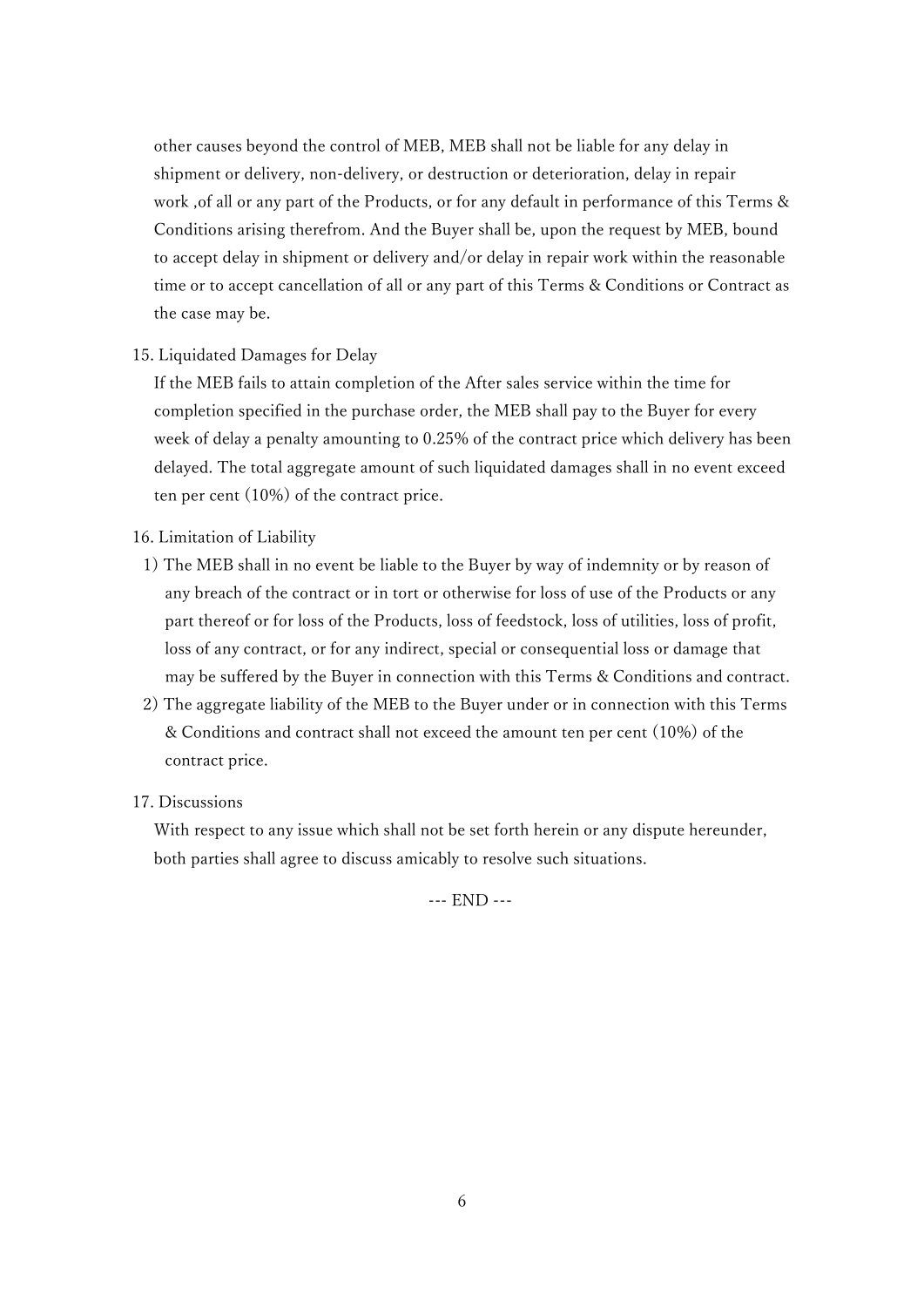other causes beyond the control of MEB, MEB shall not be liable for any delay in shipment or delivery, non-delivery, or destruction or deterioration, delay in repair work ,of all or any part of the Products, or for any default in performance of this Terms & Conditions arising therefrom. And the Buyer shall be, upon the request by MEB, bound to accept delay in shipment or delivery and/or delay in repair work within the reasonable time or to accept cancellation of all or any part of this Terms & Conditions or Contract as the case may be.

15. Liquidated Damages for Delay

If the MEB fails to attain completion of the After sales service within the time for completion specified in the purchase order, the MEB shall pay to the Buyer for every week of delay a penalty amounting to 0.25% of the contract price which delivery has been delayed. The total aggregate amount of such liquidated damages shall in no event exceed ten per cent (10%) of the contract price.

16. Limitation of Liability

1) The MEB shall in no event be liable to the Buyer by way of indemnity or by reason of any breach of the contract or in tort or otherwise for loss of use of the Products or any part thereof or for loss of the Products, loss of feedstock, loss of utilities, loss of profit, loss of any contract, or for any indirect, special or consequential loss or damage that may be suffered by the Buyer in connection with this Terms & Conditions and contract.

2) The aggregate liability of the MEB to the Buyer under or in connection with this Terms & Conditions and contract shall not exceed the amount ten per cent (10%) of the contract price.

17. Discussions

With respect to any issue which shall not be set forth herein or any dispute hereunder, both parties shall agree to discuss amicably to resolve such situations.

--- END ---